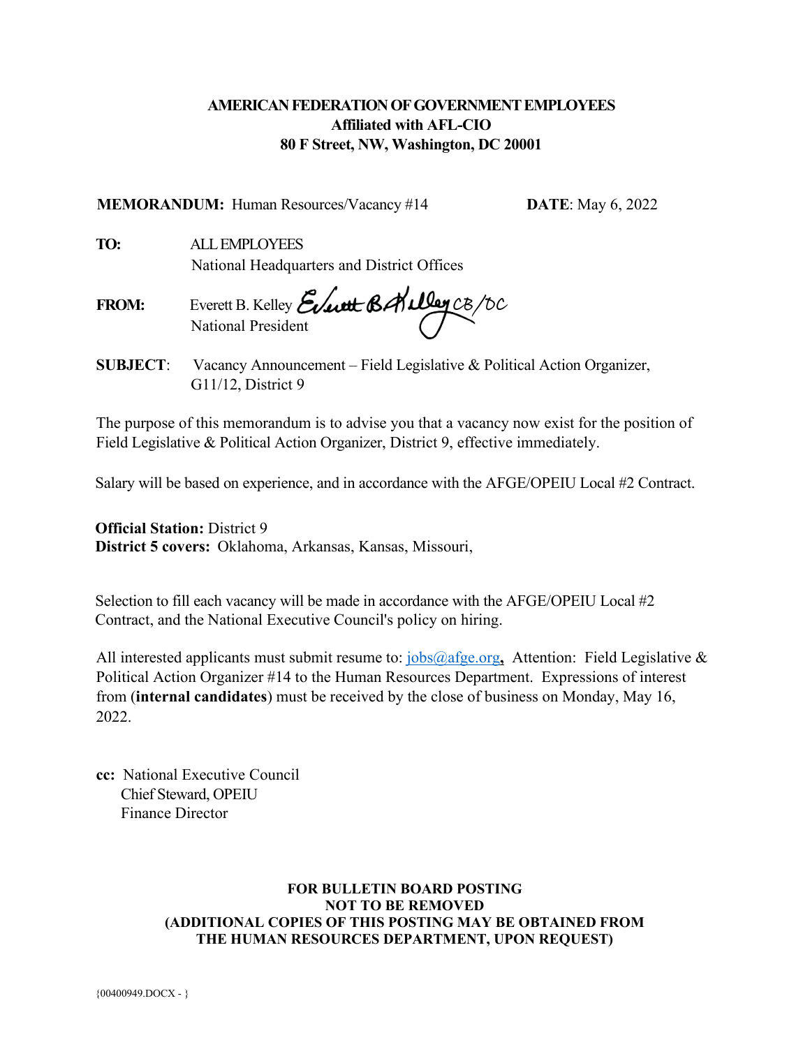**AMERICAN FEDERATION OF GOVERNMENT EMPLOYEES**
**Affiliated with AFL-CIO**
**80 F Street, NW, Washington, DC 20001**

**MEMORANDUM:** Human Resources/Vacancy #14 **DATE**: May 6, 2022

**TO:** ALL EMPLOYEES
National Headquarters and District Offices

**FROM:** Everett B. Kelley *Everett B. Kelley CB/DC*
National President

**SUBJECT**: Vacancy Announcement – Field Legislative & Political Action Organizer, G11/12, District 9

The purpose of this memorandum is to advise you that a vacancy now exist for the position of Field Legislative & Political Action Organizer, District 9, effective immediately.

Salary will be based on experience, and in accordance with the AFGE/OPEIU Local #2 Contract.

**Official Station:** District 9
**District 5 covers:** Oklahoma, Arkansas, Kansas, Missouri,

Selection to fill each vacancy will be made in accordance with the AFGE/OPEIU Local #2 Contract, and the National Executive Council's policy on hiring.

All interested applicants must submit resume to: jobs@afge.org**,** Attention: Field Legislative & Political Action Organizer #14 to the Human Resources Department. Expressions of interest from (**internal candidates**) must be received by the close of business on Monday, May 16, 2022.

**cc:** National Executive Council
Chief Steward, OPEIU
Finance Director

**FOR BULLETIN BOARD POSTING**
**NOT TO BE REMOVED**
**(ADDITIONAL COPIES OF THIS POSTING MAY BE OBTAINED FROM THE HUMAN RESOURCES DEPARTMENT, UPON REQUEST)**

{00400949.DOCX - }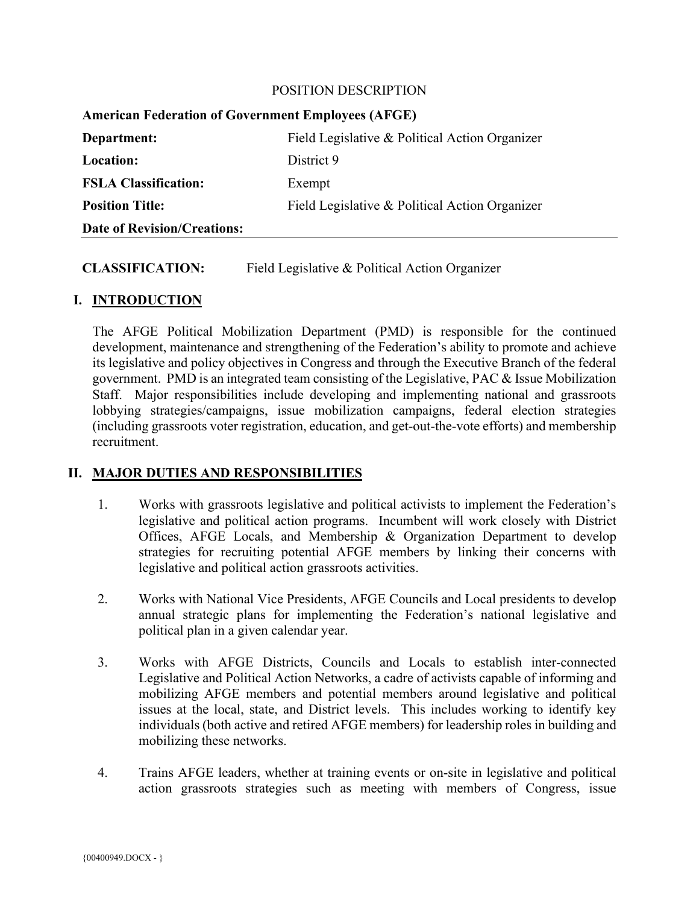POSITION DESCRIPTION

| **American Federation of Government Employees (AFGE)** | |
|---|---|
| **Department:** | Field Legislative & Political Action Organizer |
| **Location:** | District 9 |
| **FSLA Classification:** | Exempt |
| **Position Title:** | Field Legislative & Political Action Organizer |
| **Date of Revision/Creations:** | |

**CLASSIFICATION:** Field Legislative & Political Action Organizer

## I. INTRODUCTION

The AFGE Political Mobilization Department (PMD) is responsible for the continued development, maintenance and strengthening of the Federation's ability to promote and achieve its legislative and policy objectives in Congress and through the Executive Branch of the federal government. PMD is an integrated team consisting of the Legislative, PAC & Issue Mobilization Staff. Major responsibilities include developing and implementing national and grassroots lobbying strategies/campaigns, issue mobilization campaigns, federal election strategies (including grassroots voter registration, education, and get-out-the-vote efforts) and membership recruitment.

## II. MAJOR DUTIES AND RESPONSIBILITIES

1. Works with grassroots legislative and political activists to implement the Federation's legislative and political action programs. Incumbent will work closely with District Offices, AFGE Locals, and Membership & Organization Department to develop strategies for recruiting potential AFGE members by linking their concerns with legislative and political action grassroots activities.

2. Works with National Vice Presidents, AFGE Councils and Local presidents to develop annual strategic plans for implementing the Federation's national legislative and political plan in a given calendar year.

3. Works with AFGE Districts, Councils and Locals to establish inter-connected Legislative and Political Action Networks, a cadre of activists capable of informing and mobilizing AFGE members and potential members around legislative and political issues at the local, state, and District levels. This includes working to identify key individuals (both active and retired AFGE members) for leadership roles in building and mobilizing these networks.

4. Trains AFGE leaders, whether at training events or on-site in legislative and political action grassroots strategies such as meeting with members of Congress, issue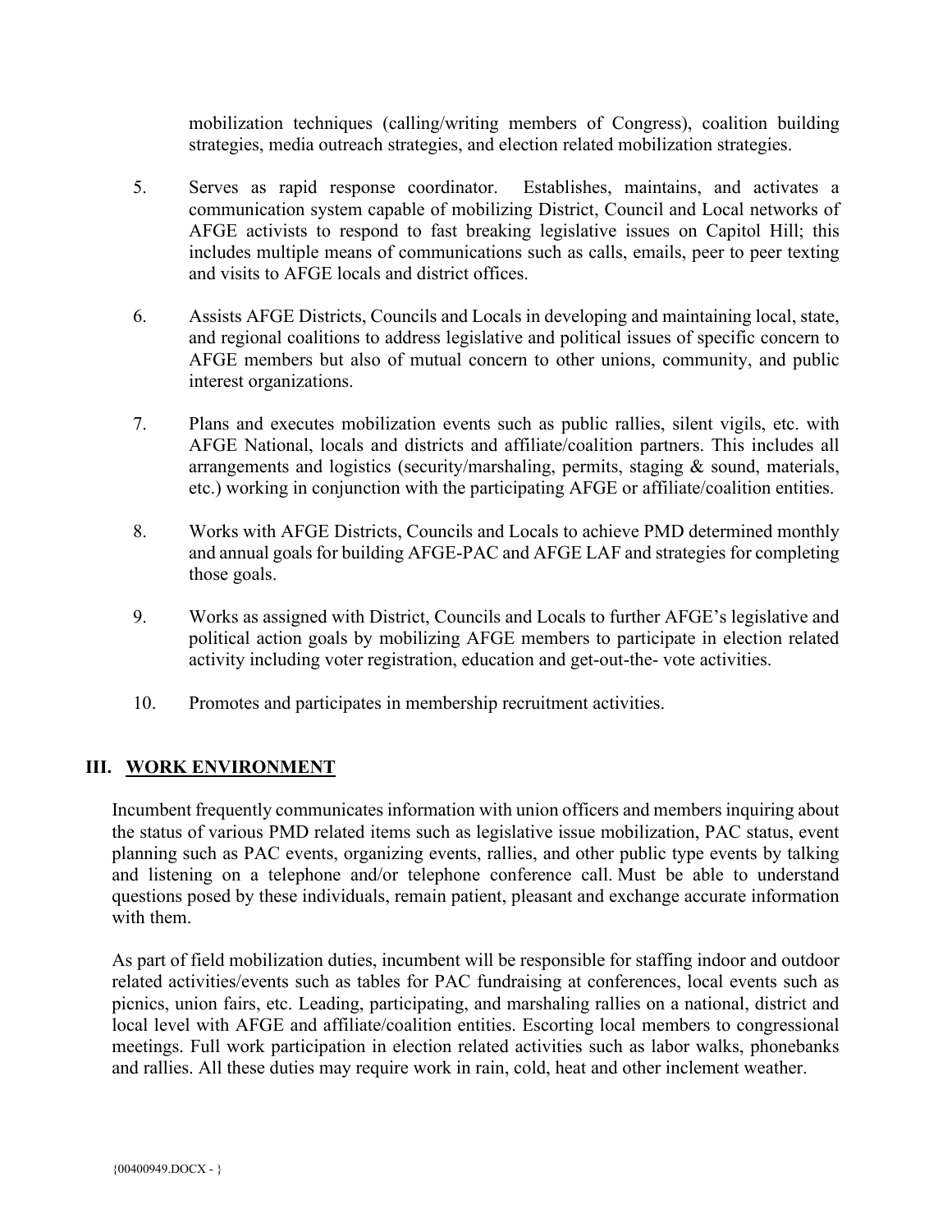mobilization techniques (calling/writing members of Congress), coalition building strategies, media outreach strategies, and election related mobilization strategies.

5. Serves as rapid response coordinator. Establishes, maintains, and activates a communication system capable of mobilizing District, Council and Local networks of AFGE activists to respond to fast breaking legislative issues on Capitol Hill; this includes multiple means of communications such as calls, emails, peer to peer texting and visits to AFGE locals and district offices.

6. Assists AFGE Districts, Councils and Locals in developing and maintaining local, state, and regional coalitions to address legislative and political issues of specific concern to AFGE members but also of mutual concern to other unions, community, and public interest organizations.

7. Plans and executes mobilization events such as public rallies, silent vigils, etc. with AFGE National, locals and districts and affiliate/coalition partners. This includes all arrangements and logistics (security/marshaling, permits, staging & sound, materials, etc.) working in conjunction with the participating AFGE or affiliate/coalition entities.

8. Works with AFGE Districts, Councils and Locals to achieve PMD determined monthly and annual goals for building AFGE-PAC and AFGE LAF and strategies for completing those goals.

9. Works as assigned with District, Councils and Locals to further AFGE's legislative and political action goals by mobilizing AFGE members to participate in election related activity including voter registration, education and get-out-the- vote activities.

10. Promotes and participates in membership recruitment activities.

## III. WORK ENVIRONMENT

Incumbent frequently communicates information with union officers and members inquiring about the status of various PMD related items such as legislative issue mobilization, PAC status, event planning such as PAC events, organizing events, rallies, and other public type events by talking and listening on a telephone and/or telephone conference call. Must be able to understand questions posed by these individuals, remain patient, pleasant and exchange accurate information with them.

As part of field mobilization duties, incumbent will be responsible for staffing indoor and outdoor related activities/events such as tables for PAC fundraising at conferences, local events such as picnics, union fairs, etc. Leading, participating, and marshaling rallies on a national, district and local level with AFGE and affiliate/coalition entities. Escorting local members to congressional meetings. Full work participation in election related activities such as labor walks, phonebanks and rallies. All these duties may require work in rain, cold, heat and other inclement weather.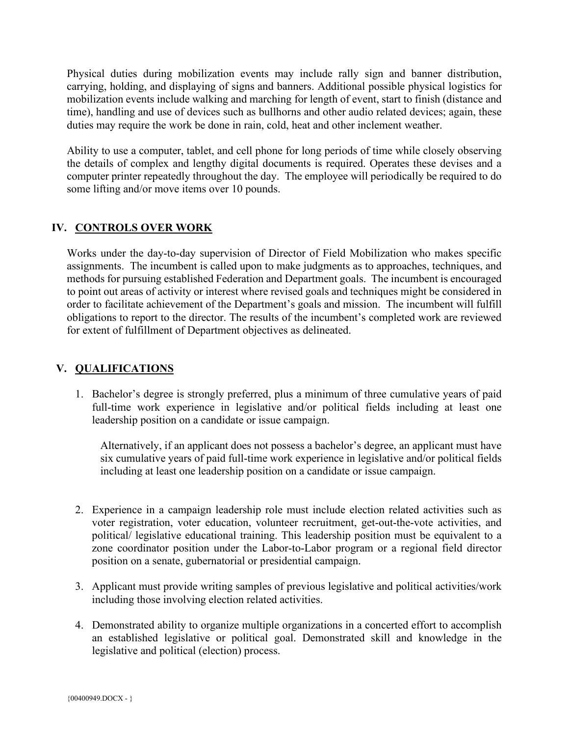Physical duties during mobilization events may include rally sign and banner distribution, carrying, holding, and displaying of signs and banners. Additional possible physical logistics for mobilization events include walking and marching for length of event, start to finish (distance and time), handling and use of devices such as bullhorns and other audio related devices; again, these duties may require the work be done in rain, cold, heat and other inclement weather.

Ability to use a computer, tablet, and cell phone for long periods of time while closely observing the details of complex and lengthy digital documents is required. Operates these devises and a computer printer repeatedly throughout the day. The employee will periodically be required to do some lifting and/or move items over 10 pounds.

## IV. CONTROLS OVER WORK

Works under the day-to-day supervision of Director of Field Mobilization who makes specific assignments. The incumbent is called upon to make judgments as to approaches, techniques, and methods for pursuing established Federation and Department goals. The incumbent is encouraged to point out areas of activity or interest where revised goals and techniques might be considered in order to facilitate achievement of the Department's goals and mission. The incumbent will fulfill obligations to report to the director. The results of the incumbent's completed work are reviewed for extent of fulfillment of Department objectives as delineated.

## V. QUALIFICATIONS

1. Bachelor's degree is strongly preferred, plus a minimum of three cumulative years of paid full-time work experience in legislative and/or political fields including at least one leadership position on a candidate or issue campaign.

   Alternatively, if an applicant does not possess a bachelor's degree, an applicant must have six cumulative years of paid full-time work experience in legislative and/or political fields including at least one leadership position on a candidate or issue campaign.

2. Experience in a campaign leadership role must include election related activities such as voter registration, voter education, volunteer recruitment, get-out-the-vote activities, and political/ legislative educational training. This leadership position must be equivalent to a zone coordinator position under the Labor-to-Labor program or a regional field director position on a senate, gubernatorial or presidential campaign.

3. Applicant must provide writing samples of previous legislative and political activities/work including those involving election related activities.

4. Demonstrated ability to organize multiple organizations in a concerted effort to accomplish an established legislative or political goal. Demonstrated skill and knowledge in the legislative and political (election) process.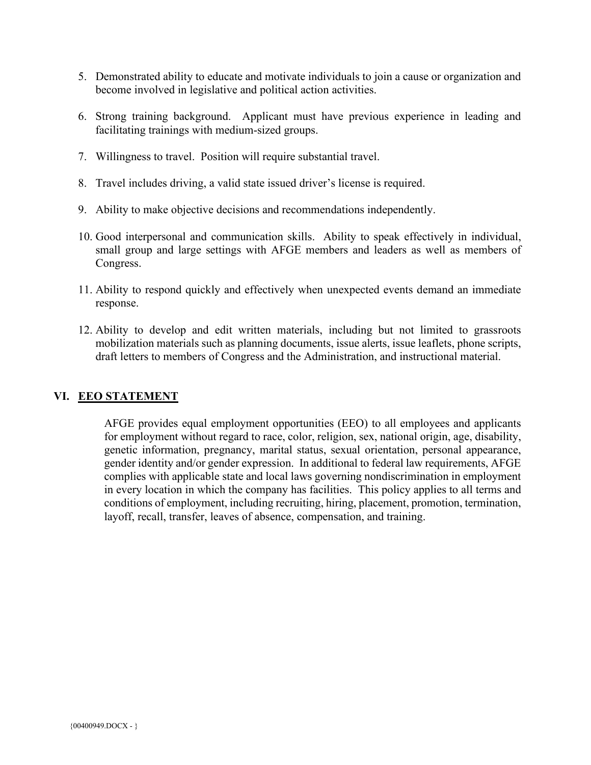5. Demonstrated ability to educate and motivate individuals to join a cause or organization and become involved in legislative and political action activities.

6. Strong training background. Applicant must have previous experience in leading and facilitating trainings with medium-sized groups.

7. Willingness to travel. Position will require substantial travel.

8. Travel includes driving, a valid state issued driver's license is required.

9. Ability to make objective decisions and recommendations independently.

10. Good interpersonal and communication skills. Ability to speak effectively in individual, small group and large settings with AFGE members and leaders as well as members of Congress.

11. Ability to respond quickly and effectively when unexpected events demand an immediate response.

12. Ability to develop and edit written materials, including but not limited to grassroots mobilization materials such as planning documents, issue alerts, issue leaflets, phone scripts, draft letters to members of Congress and the Administration, and instructional material.

## VI. EEO STATEMENT

AFGE provides equal employment opportunities (EEO) to all employees and applicants for employment without regard to race, color, religion, sex, national origin, age, disability, genetic information, pregnancy, marital status, sexual orientation, personal appearance, gender identity and/or gender expression. In additional to federal law requirements, AFGE complies with applicable state and local laws governing nondiscrimination in employment in every location in which the company has facilities. This policy applies to all terms and conditions of employment, including recruiting, hiring, placement, promotion, termination, layoff, recall, transfer, leaves of absence, compensation, and training.